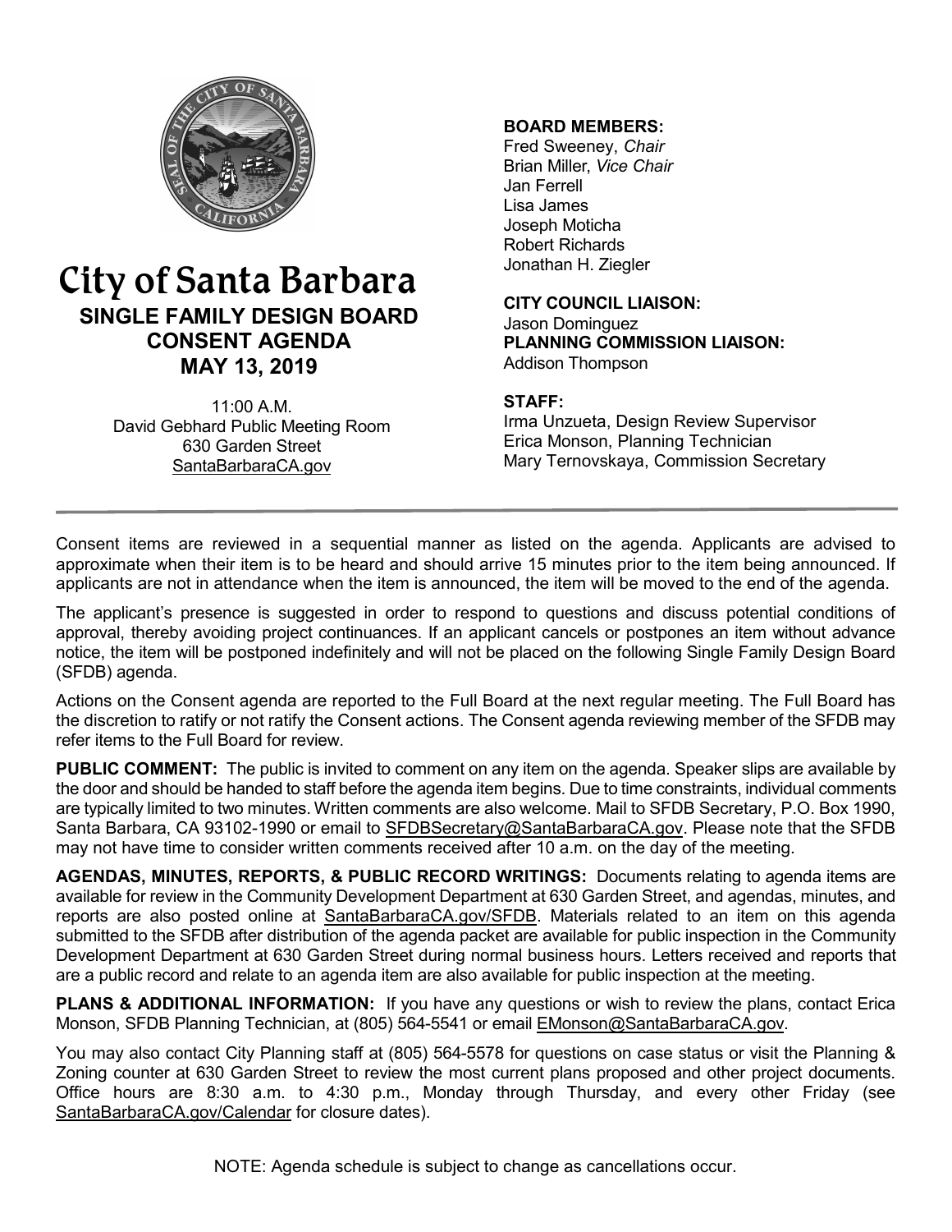# City of Santa Barbara

## SINGLE FAMILY DESIGN BOARD CONSENT AGENDA MAY 13, 2019

11:00 A.M.
David Gebhard Public Meeting Room
630 Garden Street
SantaBarbaraCA.gov

**BOARD MEMBERS:**
Fred Sweeney, *Chair*
Brian Miller, *Vice Chair*
Jan Ferrell
Lisa James
Joseph Moticha
Robert Richards
Jonathan H. Ziegler

**CITY COUNCIL LIAISON:**
Jason Dominguez

**PLANNING COMMISSION LIAISON:**
Addison Thompson

**STAFF:**
Irma Unzueta, Design Review Supervisor
Erica Monson, Planning Technician
Mary Ternovskaya, Commission Secretary

---

Consent items are reviewed in a sequential manner as listed on the agenda. Applicants are advised to approximate when their item is to be heard and should arrive 15 minutes prior to the item being announced. If applicants are not in attendance when the item is announced, the item will be moved to the end of the agenda.

The applicant's presence is suggested in order to respond to questions and discuss potential conditions of approval, thereby avoiding project continuances. If an applicant cancels or postpones an item without advance notice, the item will be postponed indefinitely and will not be placed on the following Single Family Design Board (SFDB) agenda.

Actions on the Consent agenda are reported to the Full Board at the next regular meeting. The Full Board has the discretion to ratify or not ratify the Consent actions. The Consent agenda reviewing member of the SFDB may refer items to the Full Board for review.

**PUBLIC COMMENT:** The public is invited to comment on any item on the agenda. Speaker slips are available by the door and should be handed to staff before the agenda item begins. Due to time constraints, individual comments are typically limited to two minutes. Written comments are also welcome. Mail to SFDB Secretary, P.O. Box 1990, Santa Barbara, CA 93102-1990 or email to SFDBSecretary@SantaBarbaraCA.gov. Please note that the SFDB may not have time to consider written comments received after 10 a.m. on the day of the meeting.

**AGENDAS, MINUTES, REPORTS, & PUBLIC RECORD WRITINGS:** Documents relating to agenda items are available for review in the Community Development Department at 630 Garden Street, and agendas, minutes, and reports are also posted online at SantaBarbaraCA.gov/SFDB. Materials related to an item on this agenda submitted to the SFDB after distribution of the agenda packet are available for public inspection in the Community Development Department at 630 Garden Street during normal business hours. Letters received and reports that are a public record and relate to an agenda item are also available for public inspection at the meeting.

**PLANS & ADDITIONAL INFORMATION:** If you have any questions or wish to review the plans, contact Erica Monson, SFDB Planning Technician, at (805) 564-5541 or email EMonson@SantaBarbaraCA.gov.

You may also contact City Planning staff at (805) 564-5578 for questions on case status or visit the Planning & Zoning counter at 630 Garden Street to review the most current plans proposed and other project documents. Office hours are 8:30 a.m. to 4:30 p.m., Monday through Thursday, and every other Friday (see SantaBarbaraCA.gov/Calendar for closure dates).

NOTE: Agenda schedule is subject to change as cancellations occur.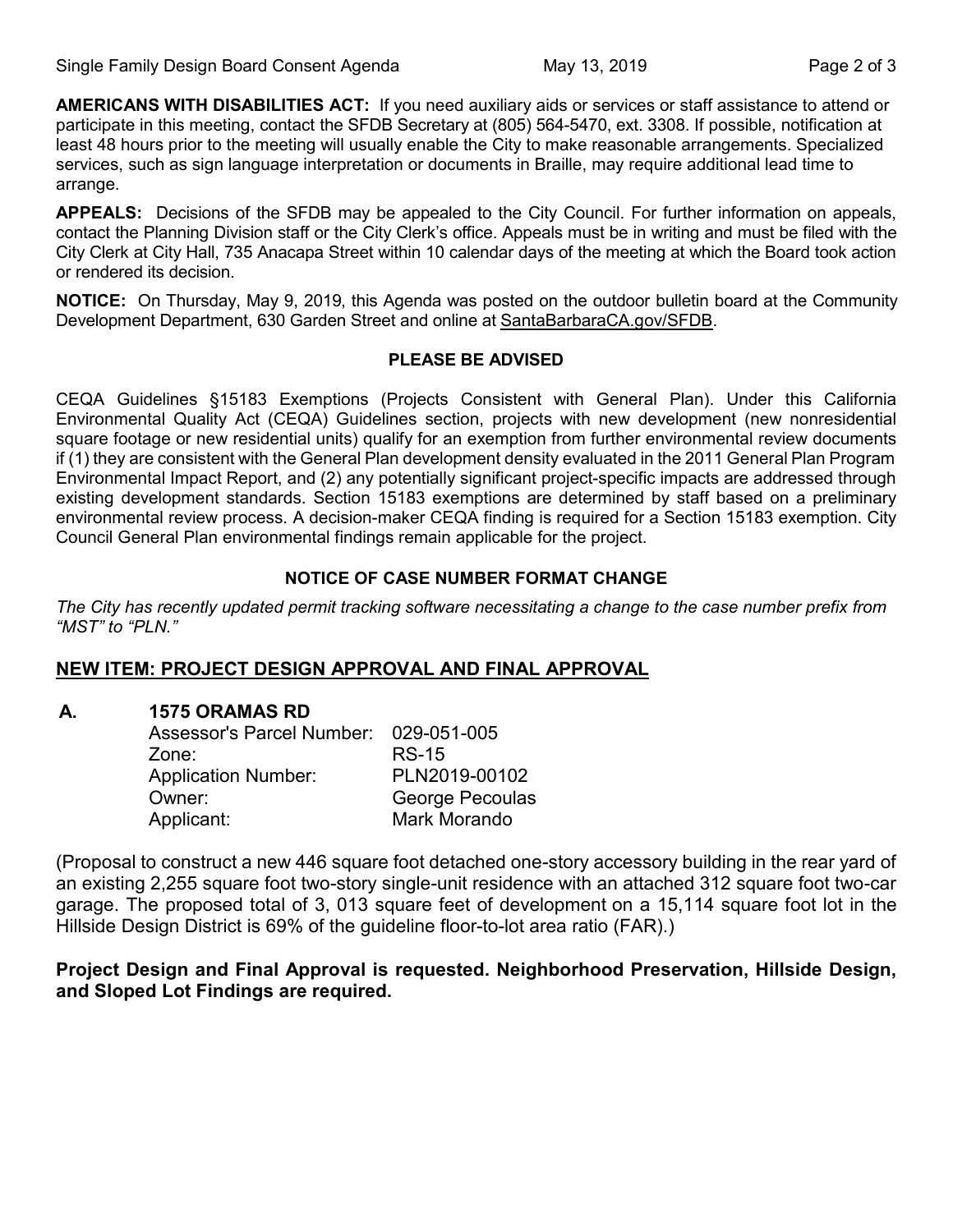**AMERICANS WITH DISABILITIES ACT:** If you need auxiliary aids or services or staff assistance to attend or participate in this meeting, contact the SFDB Secretary at (805) 564-5470, ext. 3308. If possible, notification at least 48 hours prior to the meeting will usually enable the City to make reasonable arrangements. Specialized services, such as sign language interpretation or documents in Braille, may require additional lead time to arrange.

**APPEALS:** Decisions of the SFDB may be appealed to the City Council. For further information on appeals, contact the Planning Division staff or the City Clerk's office. Appeals must be in writing and must be filed with the City Clerk at City Hall, 735 Anacapa Street within 10 calendar days of the meeting at which the Board took action or rendered its decision.

**NOTICE:** On Thursday, May 9, 2019, this Agenda was posted on the outdoor bulletin board at the Community Development Department, 630 Garden Street and online at SantaBarbaraCA.gov/SFDB.

**PLEASE BE ADVISED**

CEQA Guidelines §15183 Exemptions (Projects Consistent with General Plan). Under this California Environmental Quality Act (CEQA) Guidelines section, projects with new development (new nonresidential square footage or new residential units) qualify for an exemption from further environmental review documents if (1) they are consistent with the General Plan development density evaluated in the 2011 General Plan Program Environmental Impact Report, and (2) any potentially significant project-specific impacts are addressed through existing development standards. Section 15183 exemptions are determined by staff based on a preliminary environmental review process. A decision-maker CEQA finding is required for a Section 15183 exemption. City Council General Plan environmental findings remain applicable for the project.

**NOTICE OF CASE NUMBER FORMAT CHANGE**

*The City has recently updated permit tracking software necessitating a change to the case number prefix from "MST" to "PLN."*

## NEW ITEM: PROJECT DESIGN APPROVAL AND FINAL APPROVAL

**A. 1575 ORAMAS RD**

Assessor's Parcel Number: 029-051-005
Zone: RS-15
Application Number: PLN2019-00102
Owner: George Pecoulas
Applicant: Mark Morando

(Proposal to construct a new 446 square foot detached one-story accessory building in the rear yard of an existing 2,255 square foot two-story single-unit residence with an attached 312 square foot two-car garage. The proposed total of 3, 013 square feet of development on a 15,114 square foot lot in the Hillside Design District is 69% of the guideline floor-to-lot area ratio (FAR).)

**Project Design and Final Approval is requested. Neighborhood Preservation, Hillside Design, and Sloped Lot Findings are required.**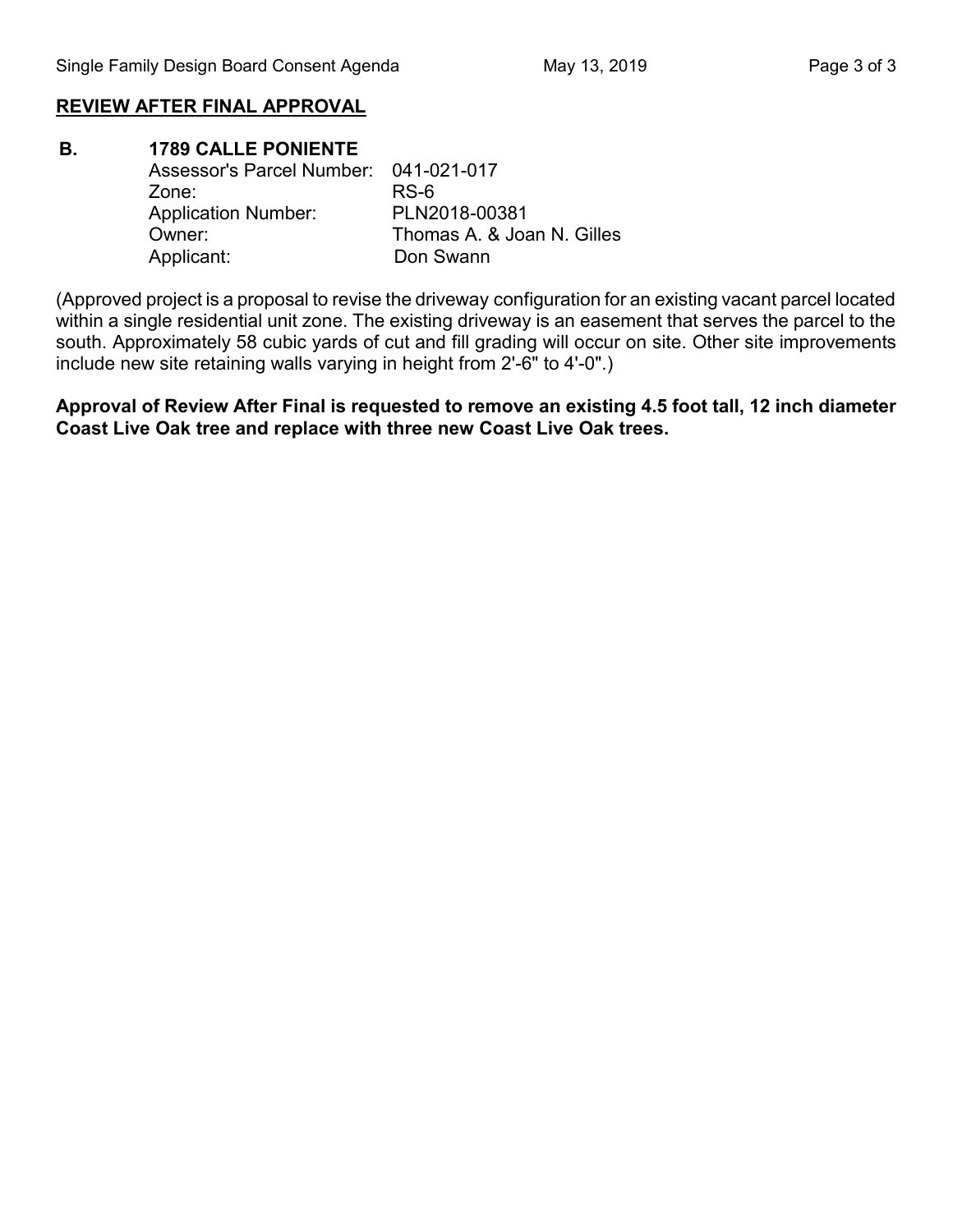## REVIEW AFTER FINAL APPROVAL

### B. 1789 CALLE PONIENTE

Assessor's Parcel Number: 041-021-017
Zone: RS-6
Application Number: PLN2018-00381
Owner: Thomas A. & Joan N. Gilles
Applicant: Don Swann

(Approved project is a proposal to revise the driveway configuration for an existing vacant parcel located within a single residential unit zone. The existing driveway is an easement that serves the parcel to the south. Approximately 58 cubic yards of cut and fill grading will occur on site. Other site improvements include new site retaining walls varying in height from 2'-6" to 4'-0".)

**Approval of Review After Final is requested to remove an existing 4.5 foot tall, 12 inch diameter Coast Live Oak tree and replace with three new Coast Live Oak trees.**